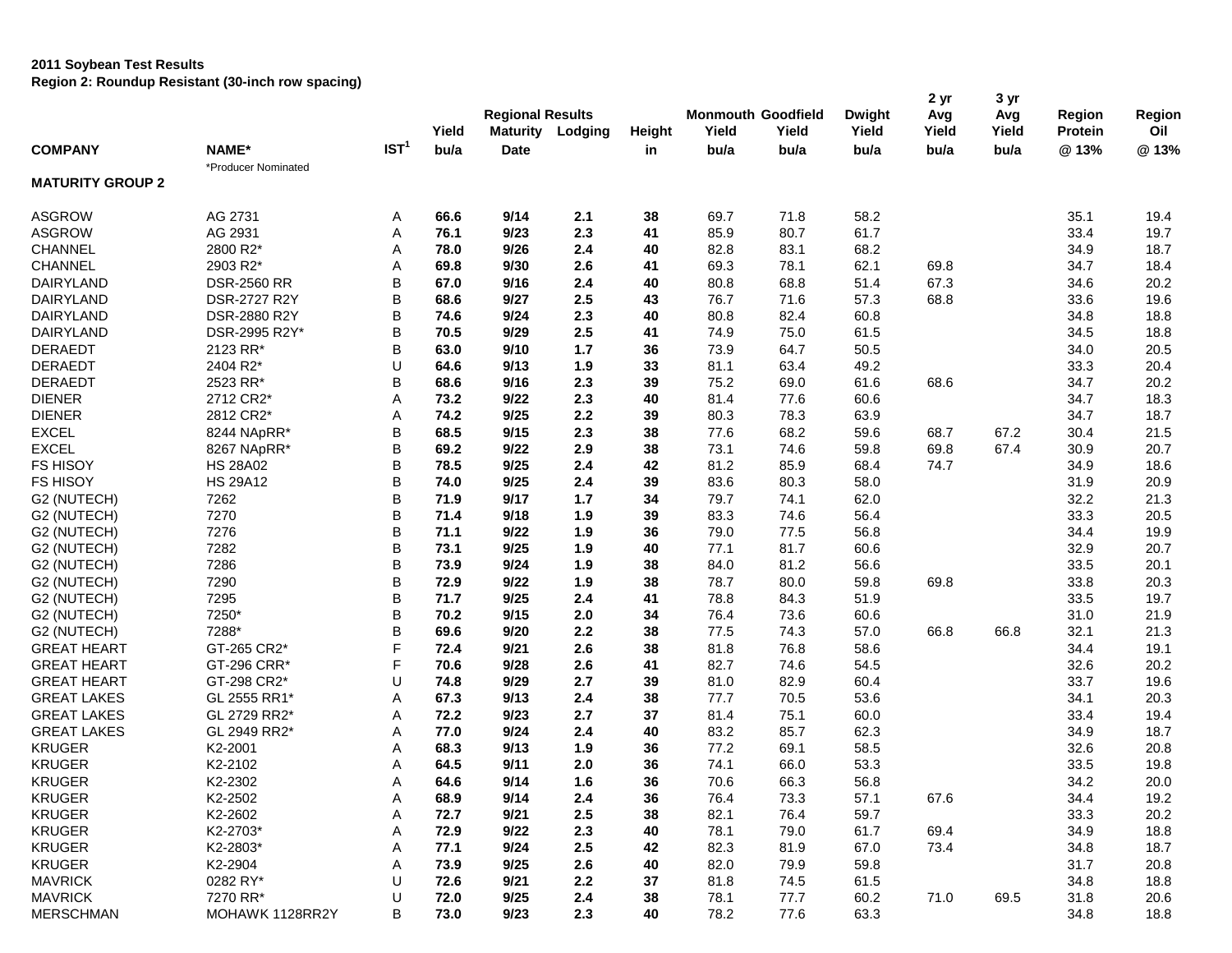**2011 Soybean Test Results**
**Region 2: Roundup Resistant (30-inch row spacing)**

| COMPANY | NAME* | IST[1] | Regional Results Yield bu/a | Maturity Date | Lodging | Height in | Monmouth Yield bu/a | Goodfield Yield bu/a | Dwight Yield bu/a | 2 yr Avg Yield bu/a | 3 yr Avg Yield bu/a | Region Protein @ 13% | Region Oil @ 13% |
|---|---|---|---|---|---|---|---|---|---|---|---|---|---|
| | *Producer Nominated | | | | | | | | | | | | |
| **MATURITY GROUP 2** | | | | | | | | | | | | | |
| ASGROW | AG 2731 | A | **66.6** | **9/14** | **2.1** | **38** | 69.7 | 71.8 | 58.2 | | | 35.1 | 19.4 |
| ASGROW | AG 2931 | A | **76.1** | **9/23** | **2.3** | **41** | 85.9 | 80.7 | 61.7 | | | 33.4 | 19.7 |
| CHANNEL | 2800 R2* | A | **78.0** | **9/26** | **2.4** | **40** | 82.8 | 83.1 | 68.2 | | | 34.9 | 18.7 |
| CHANNEL | 2903 R2* | A | **69.8** | **9/30** | **2.6** | **41** | 69.3 | 78.1 | 62.1 | 69.8 | | 34.7 | 18.4 |
| DAIRYLAND | DSR-2560 RR | B | **67.0** | **9/16** | **2.4** | **40** | 80.8 | 68.8 | 51.4 | 67.3 | | 34.6 | 20.2 |
| DAIRYLAND | DSR-2727 R2Y | B | **68.6** | **9/27** | **2.5** | **43** | 76.7 | 71.6 | 57.3 | 68.8 | | 33.6 | 19.6 |
| DAIRYLAND | DSR-2880 R2Y | B | **74.6** | **9/24** | **2.3** | **40** | 80.8 | 82.4 | 60.8 | | | 34.8 | 18.8 |
| DAIRYLAND | DSR-2995 R2Y* | B | **70.5** | **9/29** | **2.5** | **41** | 74.9 | 75.0 | 61.5 | | | 34.5 | 18.8 |
| DERAEDT | 2123 RR* | B | **63.0** | **9/10** | **1.7** | **36** | 73.9 | 64.7 | 50.5 | | | 34.0 | 20.5 |
| DERAEDT | 2404 R2* | U | **64.6** | **9/13** | **1.9** | **33** | 81.1 | 63.4 | 49.2 | | | 33.3 | 20.4 |
| DERAEDT | 2523 RR* | B | **68.6** | **9/16** | **2.3** | **39** | 75.2 | 69.0 | 61.6 | 68.6 | | 34.7 | 20.2 |
| DIENER | 2712 CR2* | A | **73.2** | **9/22** | **2.3** | **40** | 81.4 | 77.6 | 60.6 | | | 34.7 | 18.3 |
| DIENER | 2812 CR2* | A | **74.2** | **9/25** | **2.2** | **39** | 80.3 | 78.3 | 63.9 | | | 34.7 | 18.7 |
| EXCEL | 8244 NApRR* | B | **68.5** | **9/15** | **2.3** | **38** | 77.6 | 68.2 | 59.6 | 68.7 | 67.2 | 30.4 | 21.5 |
| EXCEL | 8267 NApRR* | B | **69.2** | **9/22** | **2.9** | **38** | 73.1 | 74.6 | 59.8 | 69.8 | 67.4 | 30.9 | 20.7 |
| FS HISOY | HS 28A02 | B | **78.5** | **9/25** | **2.4** | **42** | 81.2 | 85.9 | 68.4 | 74.7 | | 34.9 | 18.6 |
| FS HISOY | HS 29A12 | B | **74.0** | **9/25** | **2.4** | **39** | 83.6 | 80.3 | 58.0 | | | 31.9 | 20.9 |
| G2 (NUTECH) | 7262 | B | **71.9** | **9/17** | **1.7** | **34** | 79.7 | 74.1 | 62.0 | | | 32.2 | 21.3 |
| G2 (NUTECH) | 7270 | B | **71.4** | **9/18** | **1.9** | **39** | 83.3 | 74.6 | 56.4 | | | 33.3 | 20.5 |
| G2 (NUTECH) | 7276 | B | **71.1** | **9/22** | **1.9** | **36** | 79.0 | 77.5 | 56.8 | | | 34.4 | 19.9 |
| G2 (NUTECH) | 7282 | B | **73.1** | **9/25** | **1.9** | **40** | 77.1 | 81.7 | 60.6 | | | 32.9 | 20.7 |
| G2 (NUTECH) | 7286 | B | **73.9** | **9/24** | **1.9** | **38** | 84.0 | 81.2 | 56.6 | | | 33.5 | 20.1 |
| G2 (NUTECH) | 7290 | B | **72.9** | **9/22** | **1.9** | **38** | 78.7 | 80.0 | 59.8 | 69.8 | | 33.8 | 20.3 |
| G2 (NUTECH) | 7295 | B | **71.7** | **9/25** | **2.4** | **41** | 78.8 | 84.3 | 51.9 | | | 33.5 | 19.7 |
| G2 (NUTECH) | 7250* | B | **70.2** | **9/15** | **2.0** | **34** | 76.4 | 73.6 | 60.6 | | | 31.0 | 21.9 |
| G2 (NUTECH) | 7288* | B | **69.6** | **9/20** | **2.2** | **38** | 77.5 | 74.3 | 57.0 | 66.8 | 66.8 | 32.1 | 21.3 |
| GREAT HEART | GT-265 CR2* | F | **72.4** | **9/21** | **2.6** | **38** | 81.8 | 76.8 | 58.6 | | | 34.4 | 19.1 |
| GREAT HEART | GT-296 CRR* | F | **70.6** | **9/28** | **2.6** | **41** | 82.7 | 74.6 | 54.5 | | | 32.6 | 20.2 |
| GREAT HEART | GT-298 CR2* | U | **74.8** | **9/29** | **2.7** | **39** | 81.0 | 82.9 | 60.4 | | | 33.7 | 19.6 |
| GREAT LAKES | GL 2555 RR1* | A | **67.3** | **9/13** | **2.4** | **38** | 77.7 | 70.5 | 53.6 | | | 34.1 | 20.3 |
| GREAT LAKES | GL 2729 RR2* | A | **72.2** | **9/23** | **2.7** | **37** | 81.4 | 75.1 | 60.0 | | | 33.4 | 19.4 |
| GREAT LAKES | GL 2949 RR2* | A | **77.0** | **9/24** | **2.4** | **40** | 83.2 | 85.7 | 62.3 | | | 34.9 | 18.7 |
| KRUGER | K2-2001 | A | **68.3** | **9/13** | **1.9** | **36** | 77.2 | 69.1 | 58.5 | | | 32.6 | 20.8 |
| KRUGER | K2-2102 | A | **64.5** | **9/11** | **2.0** | **36** | 74.1 | 66.0 | 53.3 | | | 33.5 | 19.8 |
| KRUGER | K2-2302 | A | **64.6** | **9/14** | **1.6** | **36** | 70.6 | 66.3 | 56.8 | | | 34.2 | 20.0 |
| KRUGER | K2-2502 | A | **68.9** | **9/14** | **2.4** | **36** | 76.4 | 73.3 | 57.1 | 67.6 | | 34.4 | 19.2 |
| KRUGER | K2-2602 | A | **72.7** | **9/21** | **2.5** | **38** | 82.1 | 76.4 | 59.7 | | | 33.3 | 20.2 |
| KRUGER | K2-2703* | A | **72.9** | **9/22** | **2.3** | **40** | 78.1 | 79.0 | 61.7 | 69.4 | | 34.9 | 18.8 |
| KRUGER | K2-2803* | A | **77.1** | **9/24** | **2.5** | **42** | 82.3 | 81.9 | 67.0 | 73.4 | | 34.8 | 18.7 |
| KRUGER | K2-2904 | A | **73.9** | **9/25** | **2.6** | **40** | 82.0 | 79.9 | 59.8 | | | 31.7 | 20.8 |
| MAVRICK | 0282 RY* | U | **72.6** | **9/21** | **2.2** | **37** | 81.8 | 74.5 | 61.5 | | | 34.8 | 18.8 |
| MAVRICK | 7270 RR* | U | **72.0** | **9/25** | **2.4** | **38** | 78.1 | 77.7 | 60.2 | 71.0 | 69.5 | 31.8 | 20.6 |
| MERSCHMAN | MOHAWK 1128RR2Y | B | **73.0** | **9/23** | **2.3** | **40** | 78.2 | 77.6 | 63.3 | | | 34.8 | 18.8 |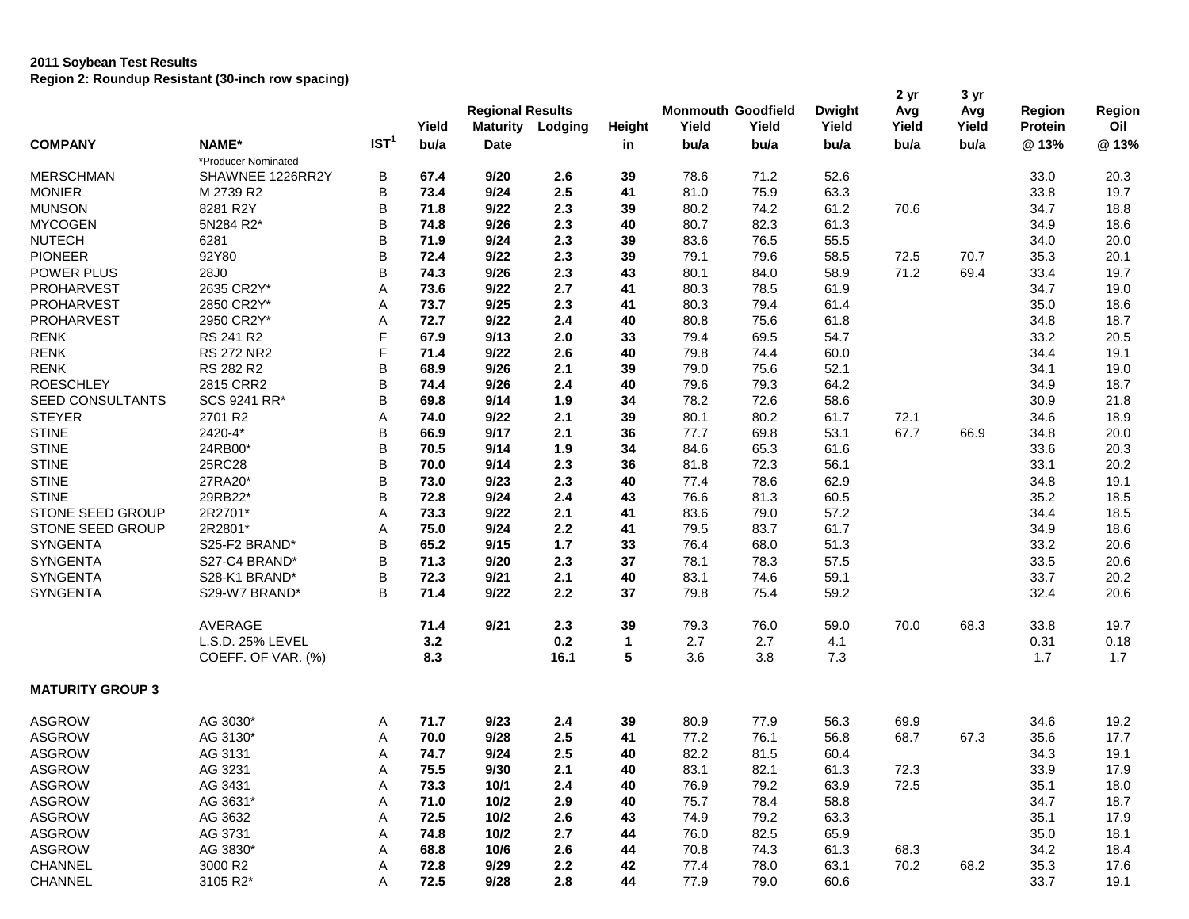**2011 Soybean Test Results**
**Region 2: Roundup Resistant (30-inch row spacing)**

| COMPANY | NAME* | IST[1] | Yield bu/a | Regional Results Maturity Date | Lodging | Height in | Monmouth Yield bu/a | Goodfield Yield bu/a | Dwight Yield bu/a | 2 yr Avg Yield bu/a | 3 yr Avg Yield bu/a | Region Protein @ 13% | Region Oil @ 13% |
|---|---|---|---|---|---|---|---|---|---|---|---|---|---|
| | *Producer Nominated | | | | | | | | | | | | |
| MERSCHMAN | SHAWNEE 1226RR2Y | B | **67.4** | **9/20** | **2.6** | **39** | 78.6 | 71.2 | 52.6 | | | 33.0 | 20.3 |
| MONIER | M 2739 R2 | B | **73.4** | **9/24** | **2.5** | **41** | 81.0 | 75.9 | 63.3 | | | 33.8 | 19.7 |
| MUNSON | 8281 R2Y | B | **71.8** | **9/22** | **2.3** | **39** | 80.2 | 74.2 | 61.2 | 70.6 | | 34.7 | 18.8 |
| MYCOGEN | 5N284 R2* | B | **74.8** | **9/26** | **2.3** | **40** | 80.7 | 82.3 | 61.3 | | | 34.9 | 18.6 |
| NUTECH | 6281 | B | **71.9** | **9/24** | **2.3** | **39** | 83.6 | 76.5 | 55.5 | | | 34.0 | 20.0 |
| PIONEER | 92Y80 | B | **72.4** | **9/22** | **2.3** | **39** | 79.1 | 79.6 | 58.5 | 72.5 | 70.7 | 35.3 | 20.1 |
| POWER PLUS | 28J0 | B | **74.3** | **9/26** | **2.3** | **43** | 80.1 | 84.0 | 58.9 | 71.2 | 69.4 | 33.4 | 19.7 |
| PROHARVEST | 2635 CR2Y* | A | **73.6** | **9/22** | **2.7** | **41** | 80.3 | 78.5 | 61.9 | | | 34.7 | 19.0 |
| PROHARVEST | 2850 CR2Y* | A | **73.7** | **9/25** | **2.3** | **41** | 80.3 | 79.4 | 61.4 | | | 35.0 | 18.6 |
| PROHARVEST | 2950 CR2Y* | A | **72.7** | **9/22** | **2.4** | **40** | 80.8 | 75.6 | 61.8 | | | 34.8 | 18.7 |
| RENK | RS 241 R2 | F | **67.9** | **9/13** | **2.0** | **33** | 79.4 | 69.5 | 54.7 | | | 33.2 | 20.5 |
| RENK | RS 272 NR2 | F | **71.4** | **9/22** | **2.6** | **40** | 79.8 | 74.4 | 60.0 | | | 34.4 | 19.1 |
| RENK | RS 282 R2 | B | **68.9** | **9/26** | **2.1** | **39** | 79.0 | 75.6 | 52.1 | | | 34.1 | 19.0 |
| ROESCHLEY | 2815 CRR2 | B | **74.4** | **9/26** | **2.4** | **40** | 79.6 | 79.3 | 64.2 | | | 34.9 | 18.7 |
| SEED CONSULTANTS | SCS 9241 RR* | B | **69.8** | **9/14** | **1.9** | **34** | 78.2 | 72.6 | 58.6 | | | 30.9 | 21.8 |
| STEYER | 2701 R2 | A | **74.0** | **9/22** | **2.1** | **39** | 80.1 | 80.2 | 61.7 | 72.1 | | 34.6 | 18.9 |
| STINE | 2420-4* | B | **66.9** | **9/17** | **2.1** | **36** | 77.7 | 69.8 | 53.1 | 67.7 | 66.9 | 34.8 | 20.0 |
| STINE | 24RB00* | B | **70.5** | **9/14** | **1.9** | **34** | 84.6 | 65.3 | 61.6 | | | 33.6 | 20.3 |
| STINE | 25RC28 | B | **70.0** | **9/14** | **2.3** | **36** | 81.8 | 72.3 | 56.1 | | | 33.1 | 20.2 |
| STINE | 27RA20* | B | **73.0** | **9/23** | **2.3** | **40** | 77.4 | 78.6 | 62.9 | | | 34.8 | 19.1 |
| STINE | 29RB22* | B | **72.8** | **9/24** | **2.4** | **43** | 76.6 | 81.3 | 60.5 | | | 35.2 | 18.5 |
| STONE SEED GROUP | 2R2701* | A | **73.3** | **9/22** | **2.1** | **41** | 83.6 | 79.0 | 57.2 | | | 34.4 | 18.5 |
| STONE SEED GROUP | 2R2801* | A | **75.0** | **9/24** | **2.2** | **41** | 79.5 | 83.7 | 61.7 | | | 34.9 | 18.6 |
| SYNGENTA | S25-F2 BRAND* | B | **65.2** | **9/15** | **1.7** | **33** | 76.4 | 68.0 | 51.3 | | | 33.2 | 20.6 |
| SYNGENTA | S27-C4 BRAND* | B | **71.3** | **9/20** | **2.3** | **37** | 78.1 | 78.3 | 57.5 | | | 33.5 | 20.6 |
| SYNGENTA | S28-K1 BRAND* | B | **72.3** | **9/21** | **2.1** | **40** | 83.1 | 74.6 | 59.1 | | | 33.7 | 20.2 |
| SYNGENTA | S29-W7 BRAND* | B | **71.4** | **9/22** | **2.2** | **37** | 79.8 | 75.4 | 59.2 | | | 32.4 | 20.6 |
| | AVERAGE | | **71.4** | **9/21** | **2.3** | **39** | 79.3 | 76.0 | 59.0 | 70.0 | 68.3 | 33.8 | 19.7 |
| | L.S.D. 25% LEVEL | | **3.2** | | **0.2** | **1** | 2.7 | 2.7 | 4.1 | | | 0.31 | 0.18 |
| | COEFF. OF VAR. (%) | | **8.3** | | **16.1** | **5** | 3.6 | 3.8 | 7.3 | | | 1.7 | 1.7 |
| **MATURITY GROUP 3** | | | | | | | | | | | | | |
| ASGROW | AG 3030* | A | **71.7** | **9/23** | **2.4** | **39** | 80.9 | 77.9 | 56.3 | 69.9 | | 34.6 | 19.2 |
| ASGROW | AG 3130* | A | **70.0** | **9/28** | **2.5** | **41** | 77.2 | 76.1 | 56.8 | 68.7 | 67.3 | 35.6 | 17.7 |
| ASGROW | AG 3131 | A | **74.7** | **9/24** | **2.5** | **40** | 82.2 | 81.5 | 60.4 | | | 34.3 | 19.1 |
| ASGROW | AG 3231 | A | **75.5** | **9/30** | **2.1** | **40** | 83.1 | 82.1 | 61.3 | 72.3 | | 33.9 | 17.9 |
| ASGROW | AG 3431 | A | **73.3** | **10/1** | **2.4** | **40** | 76.9 | 79.2 | 63.9 | 72.5 | | 35.1 | 18.0 |
| ASGROW | AG 3631* | A | **71.0** | **10/2** | **2.9** | **40** | 75.7 | 78.4 | 58.8 | | | 34.7 | 18.7 |
| ASGROW | AG 3632 | A | **72.5** | **10/2** | **2.6** | **43** | 74.9 | 79.2 | 63.3 | | | 35.1 | 17.9 |
| ASGROW | AG 3731 | A | **74.8** | **10/2** | **2.7** | **44** | 76.0 | 82.5 | 65.9 | | | 35.0 | 18.1 |
| ASGROW | AG 3830* | A | **68.8** | **10/6** | **2.6** | **44** | 70.8 | 74.3 | 61.3 | 68.3 | | 34.2 | 18.4 |
| CHANNEL | 3000 R2 | A | **72.8** | **9/29** | **2.2** | **42** | 77.4 | 78.0 | 63.1 | 70.2 | 68.2 | 35.3 | 17.6 |
| CHANNEL | 3105 R2* | A | **72.5** | **9/28** | **2.8** | **44** | 77.9 | 79.0 | 60.6 | | | 33.7 | 19.1 |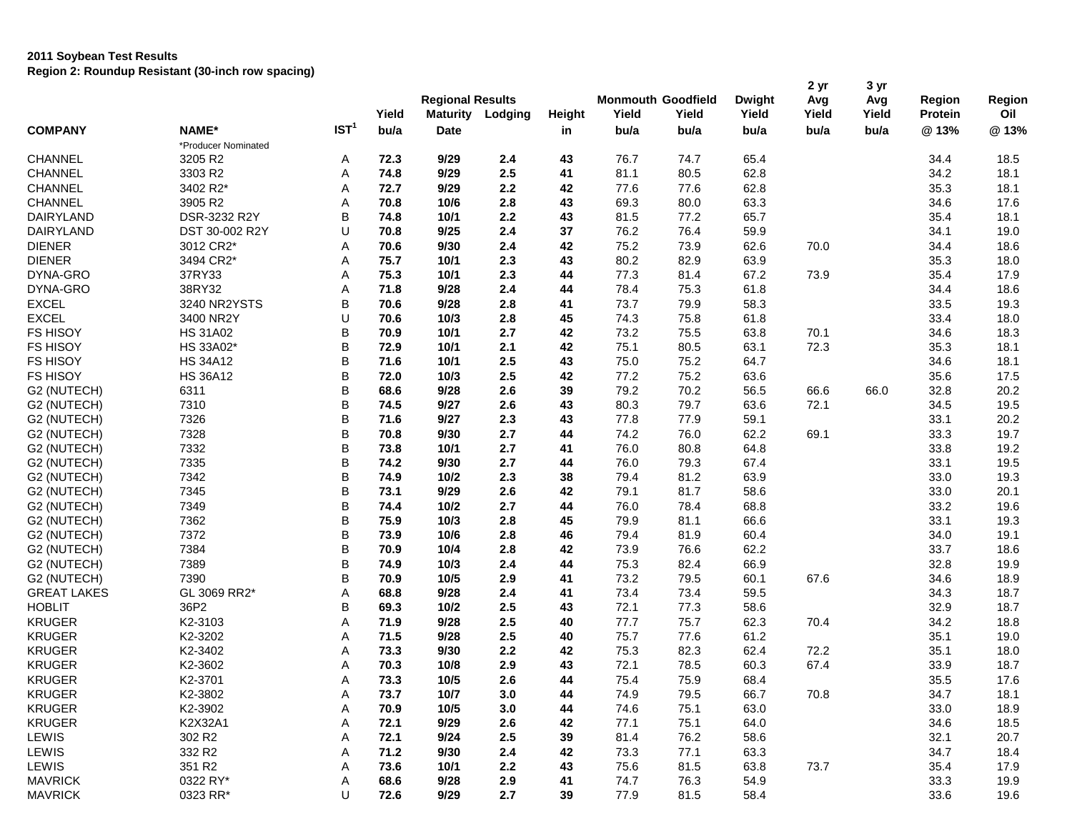**2011 Soybean Test Results**
**Region 2: Roundup Resistant (30-inch row spacing)**

| COMPANY | NAME* | IST[1] | Yield bu/a | Regional Results Maturity Date | Lodging | Height in | Monmouth Yield bu/a | Goodfield Yield bu/a | Dwight Yield bu/a | 2 yr Avg Yield bu/a | 3 yr Avg Yield bu/a | Region Protein @ 13% | Region Oil @ 13% |
|---|---|---|---|---|---|---|---|---|---|---|---|---|---|
| | *Producer Nominated | | | | | | | | | | | | |
| CHANNEL | 3205 R2 | A | **72.3** | **9/29** | **2.4** | **43** | 76.7 | 74.7 | 65.4 | | | 34.4 | 18.5 |
| CHANNEL | 3303 R2 | A | **74.8** | **9/29** | **2.5** | **41** | 81.1 | 80.5 | 62.8 | | | 34.2 | 18.1 |
| CHANNEL | 3402 R2* | A | **72.7** | **9/29** | **2.2** | **42** | 77.6 | 77.6 | 62.8 | | | 35.3 | 18.1 |
| CHANNEL | 3905 R2 | A | **70.8** | **10/6** | **2.8** | **43** | 69.3 | 80.0 | 63.3 | | | 34.6 | 17.6 |
| DAIRYLAND | DSR-3232 R2Y | B | **74.8** | **10/1** | **2.2** | **43** | 81.5 | 77.2 | 65.7 | | | 35.4 | 18.1 |
| DAIRYLAND | DST 30-002 R2Y | U | **70.8** | **9/25** | **2.4** | **37** | 76.2 | 76.4 | 59.9 | | | 34.1 | 19.0 |
| DIENER | 3012 CR2* | A | **70.6** | **9/30** | **2.4** | **42** | 75.2 | 73.9 | 62.6 | 70.0 | | 34.4 | 18.6 |
| DIENER | 3494 CR2* | A | **75.7** | **10/1** | **2.3** | **43** | 80.2 | 82.9 | 63.9 | | | 35.3 | 18.0 |
| DYNA-GRO | 37RY33 | A | **75.3** | **10/1** | **2.3** | **44** | 77.3 | 81.4 | 67.2 | 73.9 | | 35.4 | 17.9 |
| DYNA-GRO | 38RY32 | A | **71.8** | **9/28** | **2.4** | **44** | 78.4 | 75.3 | 61.8 | | | 34.4 | 18.6 |
| EXCEL | 3240 NR2YSTS | B | **70.6** | **9/28** | **2.8** | **41** | 73.7 | 79.9 | 58.3 | | | 33.5 | 19.3 |
| EXCEL | 3400 NR2Y | U | **70.6** | **10/3** | **2.8** | **45** | 74.3 | 75.8 | 61.8 | | | 33.4 | 18.0 |
| FS HISOY | HS 31A02 | B | **70.9** | **10/1** | **2.7** | **42** | 73.2 | 75.5 | 63.8 | 70.1 | | 34.6 | 18.3 |
| FS HISOY | HS 33A02* | B | **72.9** | **10/1** | **2.1** | **42** | 75.1 | 80.5 | 63.1 | 72.3 | | 35.3 | 18.1 |
| FS HISOY | HS 34A12 | B | **71.6** | **10/1** | **2.5** | **43** | 75.0 | 75.2 | 64.7 | | | 34.6 | 18.1 |
| FS HISOY | HS 36A12 | B | **72.0** | **10/3** | **2.5** | **42** | 77.2 | 75.2 | 63.6 | | | 35.6 | 17.5 |
| G2 (NUTECH) | 6311 | B | **68.6** | **9/28** | **2.6** | **39** | 79.2 | 70.2 | 56.5 | 66.6 | 66.0 | 32.8 | 20.2 |
| G2 (NUTECH) | 7310 | B | **74.5** | **9/27** | **2.6** | **43** | 80.3 | 79.7 | 63.6 | 72.1 | | 34.5 | 19.5 |
| G2 (NUTECH) | 7326 | B | **71.6** | **9/27** | **2.3** | **43** | 77.8 | 77.9 | 59.1 | | | 33.1 | 20.2 |
| G2 (NUTECH) | 7328 | B | **70.8** | **9/30** | **2.7** | **44** | 74.2 | 76.0 | 62.2 | 69.1 | | 33.3 | 19.7 |
| G2 (NUTECH) | 7332 | B | **73.8** | **10/1** | **2.7** | **41** | 76.0 | 80.8 | 64.8 | | | 33.8 | 19.2 |
| G2 (NUTECH) | 7335 | B | **74.2** | **9/30** | **2.7** | **44** | 76.0 | 79.3 | 67.4 | | | 33.1 | 19.5 |
| G2 (NUTECH) | 7342 | B | **74.9** | **10/2** | **2.3** | **38** | 79.4 | 81.2 | 63.9 | | | 33.0 | 19.3 |
| G2 (NUTECH) | 7345 | B | **73.1** | **9/29** | **2.6** | **42** | 79.1 | 81.7 | 58.6 | | | 33.0 | 20.1 |
| G2 (NUTECH) | 7349 | B | **74.4** | **10/2** | **2.7** | **44** | 76.0 | 78.4 | 68.8 | | | 33.2 | 19.6 |
| G2 (NUTECH) | 7362 | B | **75.9** | **10/3** | **2.8** | **45** | 79.9 | 81.1 | 66.6 | | | 33.1 | 19.3 |
| G2 (NUTECH) | 7372 | B | **73.9** | **10/6** | **2.8** | **46** | 79.4 | 81.9 | 60.4 | | | 34.0 | 19.1 |
| G2 (NUTECH) | 7384 | B | **70.9** | **10/4** | **2.8** | **42** | 73.9 | 76.6 | 62.2 | | | 33.7 | 18.6 |
| G2 (NUTECH) | 7389 | B | **74.9** | **10/3** | **2.4** | **44** | 75.3 | 82.4 | 66.9 | | | 32.8 | 19.9 |
| G2 (NUTECH) | 7390 | B | **70.9** | **10/5** | **2.9** | **41** | 73.2 | 79.5 | 60.1 | 67.6 | | 34.6 | 18.9 |
| GREAT LAKES | GL 3069 RR2* | A | **68.8** | **9/28** | **2.4** | **41** | 73.4 | 73.4 | 59.5 | | | 34.3 | 18.7 |
| HOBLIT | 36P2 | B | **69.3** | **10/2** | **2.5** | **43** | 72.1 | 77.3 | 58.6 | | | 32.9 | 18.7 |
| KRUGER | K2-3103 | A | **71.9** | **9/28** | **2.5** | **40** | 77.7 | 75.7 | 62.3 | 70.4 | | 34.2 | 18.8 |
| KRUGER | K2-3202 | A | **71.5** | **9/28** | **2.5** | **40** | 75.7 | 77.6 | 61.2 | | | 35.1 | 19.0 |
| KRUGER | K2-3402 | A | **73.3** | **9/30** | **2.2** | **42** | 75.3 | 82.3 | 62.4 | 72.2 | | 35.1 | 18.0 |
| KRUGER | K2-3602 | A | **70.3** | **10/8** | **2.9** | **43** | 72.1 | 78.5 | 60.3 | 67.4 | | 33.9 | 18.7 |
| KRUGER | K2-3701 | A | **73.3** | **10/5** | **2.6** | **44** | 75.4 | 75.9 | 68.4 | | | 35.5 | 17.6 |
| KRUGER | K2-3802 | A | **73.7** | **10/7** | **3.0** | **44** | 74.9 | 79.5 | 66.7 | 70.8 | | 34.7 | 18.1 |
| KRUGER | K2-3902 | A | **70.9** | **10/5** | **3.0** | **44** | 74.6 | 75.1 | 63.0 | | | 33.0 | 18.9 |
| KRUGER | K2X32A1 | A | **72.1** | **9/29** | **2.6** | **42** | 77.1 | 75.1 | 64.0 | | | 34.6 | 18.5 |
| LEWIS | 302 R2 | A | **72.1** | **9/24** | **2.5** | **39** | 81.4 | 76.2 | 58.6 | | | 32.1 | 20.7 |
| LEWIS | 332 R2 | A | **71.2** | **9/30** | **2.4** | **42** | 73.3 | 77.1 | 63.3 | | | 34.7 | 18.4 |
| LEWIS | 351 R2 | A | **73.6** | **10/1** | **2.2** | **43** | 75.6 | 81.5 | 63.8 | 73.7 | | 35.4 | 17.9 |
| MAVRICK | 0322 RY* | A | **68.6** | **9/28** | **2.9** | **41** | 74.7 | 76.3 | 54.9 | | | 33.3 | 19.9 |
| MAVRICK | 0323 RR* | U | **72.6** | **9/29** | **2.7** | **39** | 77.9 | 81.5 | 58.4 | | | 33.6 | 19.6 |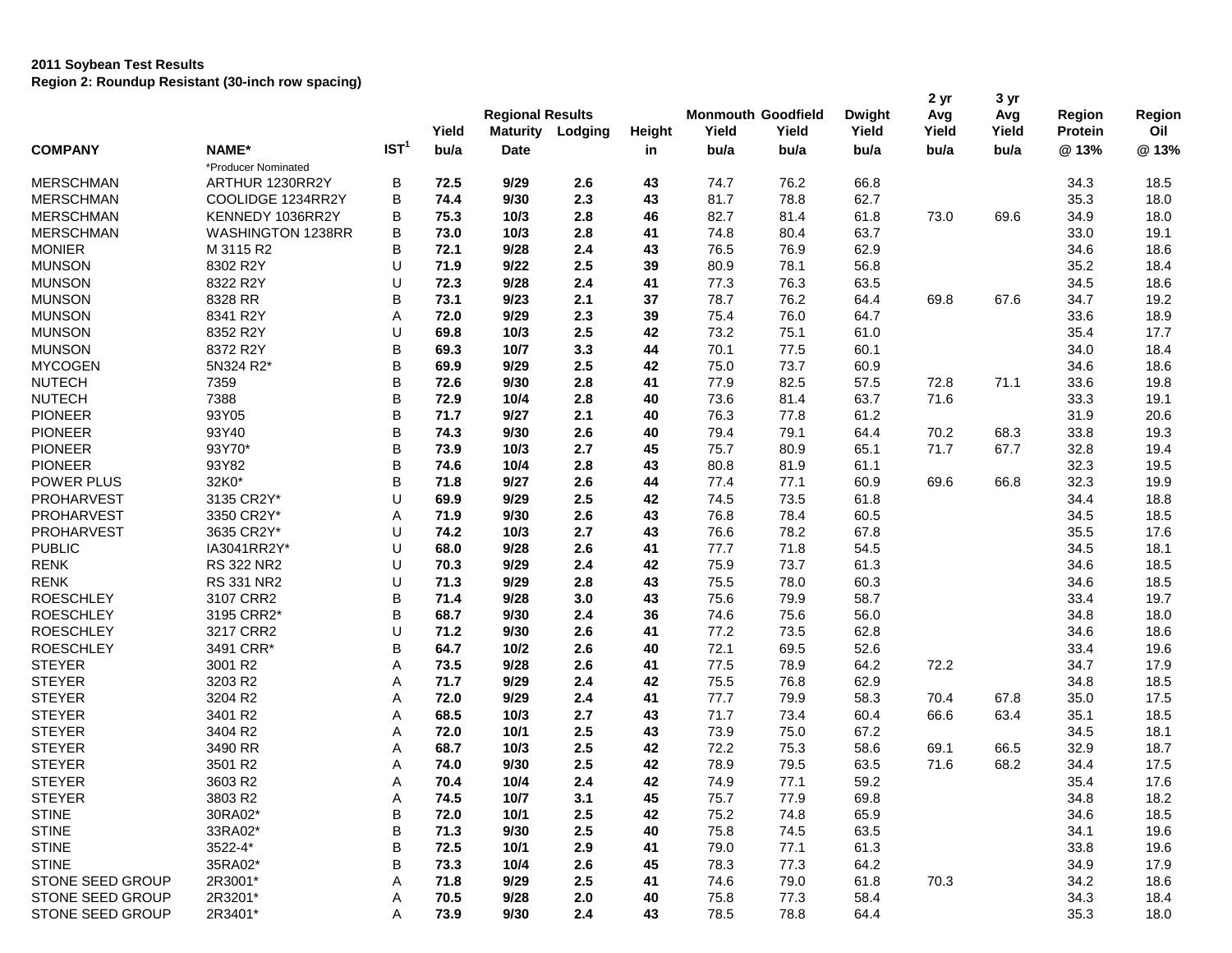**2011 Soybean Test Results**
**Region 2: Roundup Resistant (30-inch row spacing)**

| COMPANY | NAME* | IST[1] | Yield bu/a | Regional Results Maturity Date | Lodging | Height in | Monmouth Yield bu/a | Goodfield Yield bu/a | Dwight Yield bu/a | 2 yr Avg Yield bu/a | 3 yr Avg Yield bu/a | Region Protein @ 13% | Region Oil @ 13% |
|---|---|---|---|---|---|---|---|---|---|---|---|---|---|
| | *Producer Nominated | | | | | | | | | | | | |
| MERSCHMAN | ARTHUR 1230RR2Y | B | **72.5** | **9/29** | **2.6** | **43** | 74.7 | 76.2 | 66.8 | | | 34.3 | 18.5 |
| MERSCHMAN | COOLIDGE 1234RR2Y | B | **74.4** | **9/30** | **2.3** | **43** | 81.7 | 78.8 | 62.7 | | | 35.3 | 18.0 |
| MERSCHMAN | KENNEDY 1036RR2Y | B | **75.3** | **10/3** | **2.8** | **46** | 82.7 | 81.4 | 61.8 | 73.0 | 69.6 | 34.9 | 18.0 |
| MERSCHMAN | WASHINGTON 1238RR | B | **73.0** | **10/3** | **2.8** | **41** | 74.8 | 80.4 | 63.7 | | | 33.0 | 19.1 |
| MONIER | M 3115 R2 | B | **72.1** | **9/28** | **2.4** | **43** | 76.5 | 76.9 | 62.9 | | | 34.6 | 18.6 |
| MUNSON | 8302 R2Y | U | **71.9** | **9/22** | **2.5** | **39** | 80.9 | 78.1 | 56.8 | | | 35.2 | 18.4 |
| MUNSON | 8322 R2Y | U | **72.3** | **9/28** | **2.4** | **41** | 77.3 | 76.3 | 63.5 | | | 34.5 | 18.6 |
| MUNSON | 8328 RR | B | **73.1** | **9/23** | **2.1** | **37** | 78.7 | 76.2 | 64.4 | 69.8 | 67.6 | 34.7 | 19.2 |
| MUNSON | 8341 R2Y | A | **72.0** | **9/29** | **2.3** | **39** | 75.4 | 76.0 | 64.7 | | | 33.6 | 18.9 |
| MUNSON | 8352 R2Y | U | **69.8** | **10/3** | **2.5** | **42** | 73.2 | 75.1 | 61.0 | | | 35.4 | 17.7 |
| MUNSON | 8372 R2Y | B | **69.3** | **10/7** | **3.3** | **44** | 70.1 | 77.5 | 60.1 | | | 34.0 | 18.4 |
| MYCOGEN | 5N324 R2* | B | **69.9** | **9/29** | **2.5** | **42** | 75.0 | 73.7 | 60.9 | | | 34.6 | 18.6 |
| NUTECH | 7359 | B | **72.6** | **9/30** | **2.8** | **41** | 77.9 | 82.5 | 57.5 | 72.8 | 71.1 | 33.6 | 19.8 |
| NUTECH | 7388 | B | **72.9** | **10/4** | **2.8** | **40** | 73.6 | 81.4 | 63.7 | 71.6 | | 33.3 | 19.1 |
| PIONEER | 93Y05 | B | **71.7** | **9/27** | **2.1** | **40** | 76.3 | 77.8 | 61.2 | | | 31.9 | 20.6 |
| PIONEER | 93Y40 | B | **74.3** | **9/30** | **2.6** | **40** | 79.4 | 79.1 | 64.4 | 70.2 | 68.3 | 33.8 | 19.3 |
| PIONEER | 93Y70* | B | **73.9** | **10/3** | **2.7** | **45** | 75.7 | 80.9 | 65.1 | 71.7 | 67.7 | 32.8 | 19.4 |
| PIONEER | 93Y82 | B | **74.6** | **10/4** | **2.8** | **43** | 80.8 | 81.9 | 61.1 | | | 32.3 | 19.5 |
| POWER PLUS | 32K0* | B | **71.8** | **9/27** | **2.6** | **44** | 77.4 | 77.1 | 60.9 | 69.6 | 66.8 | 32.3 | 19.9 |
| PROHARVEST | 3135 CR2Y* | U | **69.9** | **9/29** | **2.5** | **42** | 74.5 | 73.5 | 61.8 | | | 34.4 | 18.8 |
| PROHARVEST | 3350 CR2Y* | A | **71.9** | **9/30** | **2.6** | **43** | 76.8 | 78.4 | 60.5 | | | 34.5 | 18.5 |
| PROHARVEST | 3635 CR2Y* | U | **74.2** | **10/3** | **2.7** | **43** | 76.6 | 78.2 | 67.8 | | | 35.5 | 17.6 |
| PUBLIC | IA3041RR2Y* | U | **68.0** | **9/28** | **2.6** | **41** | 77.7 | 71.8 | 54.5 | | | 34.5 | 18.1 |
| RENK | RS 322 NR2 | U | **70.3** | **9/29** | **2.4** | **42** | 75.9 | 73.7 | 61.3 | | | 34.6 | 18.5 |
| RENK | RS 331 NR2 | U | **71.3** | **9/29** | **2.8** | **43** | 75.5 | 78.0 | 60.3 | | | 34.6 | 18.5 |
| ROESCHLEY | 3107 CRR2 | B | **71.4** | **9/28** | **3.0** | **43** | 75.6 | 79.9 | 58.7 | | | 33.4 | 19.7 |
| ROESCHLEY | 3195 CRR2* | B | **68.7** | **9/30** | **2.4** | **36** | 74.6 | 75.6 | 56.0 | | | 34.8 | 18.0 |
| ROESCHLEY | 3217 CRR2 | U | **71.2** | **9/30** | **2.6** | **41** | 77.2 | 73.5 | 62.8 | | | 34.6 | 18.6 |
| ROESCHLEY | 3491 CRR* | B | **64.7** | **10/2** | **2.6** | **40** | 72.1 | 69.5 | 52.6 | | | 33.4 | 19.6 |
| STEYER | 3001 R2 | A | **73.5** | **9/28** | **2.6** | **41** | 77.5 | 78.9 | 64.2 | 72.2 | | 34.7 | 17.9 |
| STEYER | 3203 R2 | A | **71.7** | **9/29** | **2.4** | **42** | 75.5 | 76.8 | 62.9 | | | 34.8 | 18.5 |
| STEYER | 3204 R2 | A | **72.0** | **9/29** | **2.4** | **41** | 77.7 | 79.9 | 58.3 | 70.4 | 67.8 | 35.0 | 17.5 |
| STEYER | 3401 R2 | A | **68.5** | **10/3** | **2.7** | **43** | 71.7 | 73.4 | 60.4 | 66.6 | 63.4 | 35.1 | 18.5 |
| STEYER | 3404 R2 | A | **72.0** | **10/1** | **2.5** | **43** | 73.9 | 75.0 | 67.2 | | | 34.5 | 18.1 |
| STEYER | 3490 RR | A | **68.7** | **10/3** | **2.5** | **42** | 72.2 | 75.3 | 58.6 | 69.1 | 66.5 | 32.9 | 18.7 |
| STEYER | 3501 R2 | A | **74.0** | **9/30** | **2.5** | **42** | 78.9 | 79.5 | 63.5 | 71.6 | 68.2 | 34.4 | 17.5 |
| STEYER | 3603 R2 | A | **70.4** | **10/4** | **2.4** | **42** | 74.9 | 77.1 | 59.2 | | | 35.4 | 17.6 |
| STEYER | 3803 R2 | A | **74.5** | **10/7** | **3.1** | **45** | 75.7 | 77.9 | 69.8 | | | 34.8 | 18.2 |
| STINE | 30RA02* | B | **72.0** | **10/1** | **2.5** | **42** | 75.2 | 74.8 | 65.9 | | | 34.6 | 18.5 |
| STINE | 33RA02* | B | **71.3** | **9/30** | **2.5** | **40** | 75.8 | 74.5 | 63.5 | | | 34.1 | 19.6 |
| STINE | 3522-4* | B | **72.5** | **10/1** | **2.9** | **41** | 79.0 | 77.1 | 61.3 | | | 33.8 | 19.6 |
| STINE | 35RA02* | B | **73.3** | **10/4** | **2.6** | **45** | 78.3 | 77.3 | 64.2 | | | 34.9 | 17.9 |
| STONE SEED GROUP | 2R3001* | A | **71.8** | **9/29** | **2.5** | **41** | 74.6 | 79.0 | 61.8 | 70.3 | | 34.2 | 18.6 |
| STONE SEED GROUP | 2R3201* | A | **70.5** | **9/28** | **2.0** | **40** | 75.8 | 77.3 | 58.4 | | | 34.3 | 18.4 |
| STONE SEED GROUP | 2R3401* | A | **73.9** | **9/30** | **2.4** | **43** | 78.5 | 78.8 | 64.4 | | | 35.3 | 18.0 |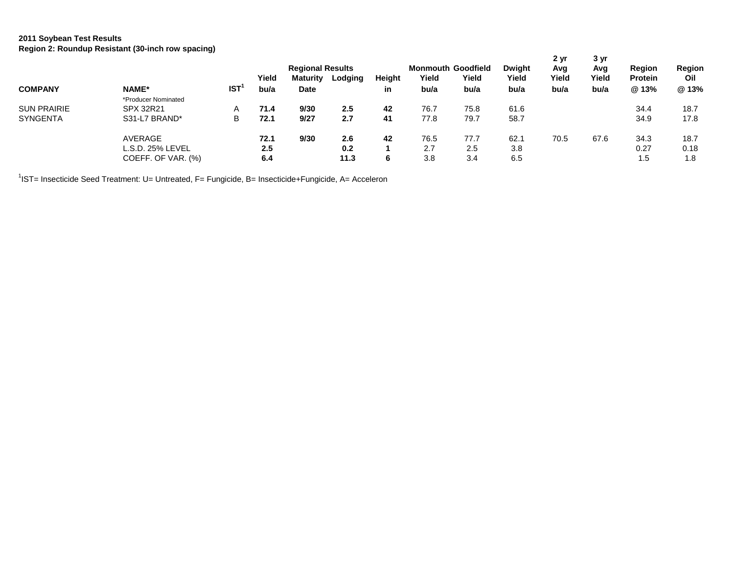**2011 Soybean Test Results**
**Region 2: Roundup Resistant (30-inch row spacing)**

| COMPANY | NAME* | IST[1] | Yield bu/a | Regional Results Maturity Date | Lodging | Height in | Monmouth Yield bu/a | Goodfield Yield bu/a | Dwight Yield bu/a | 2 yr Avg Yield bu/a | 3 yr Avg Yield bu/a | Region Protein @ 13% | Region Oil @ 13% |
|---|---|---|---|---|---|---|---|---|---|---|---|---|---|
| | *Producer Nominated | | | | | | | | | | | | |
| SUN PRAIRIE | SPX 32R21 | A | **71.4** | **9/30** | **2.5** | **42** | 76.7 | 75.8 | 61.6 | | | 34.4 | 18.7 |
| SYNGENTA | S31-L7 BRAND* | B | **72.1** | **9/27** | **2.7** | **41** | 77.8 | 79.7 | 58.7 | | | 34.9 | 17.8 |
| | AVERAGE | | **72.1** | **9/30** | **2.6** | **42** | 76.5 | 77.7 | 62.1 | 70.5 | 67.6 | 34.3 | 18.7 |
| | L.S.D. 25% LEVEL | | **2.5** | | **0.2** | **1** | 2.7 | 2.5 | 3.8 | | | 0.27 | 0.18 |
| | COEFF. OF VAR. (%) | | **6.4** | | **11.3** | **6** | 3.8 | 3.4 | 6.5 | | | 1.5 | 1.8 |

[1]IST= Insecticide Seed Treatment: U= Untreated, F= Fungicide, B= Insecticide+Fungicide, A= Acceleron